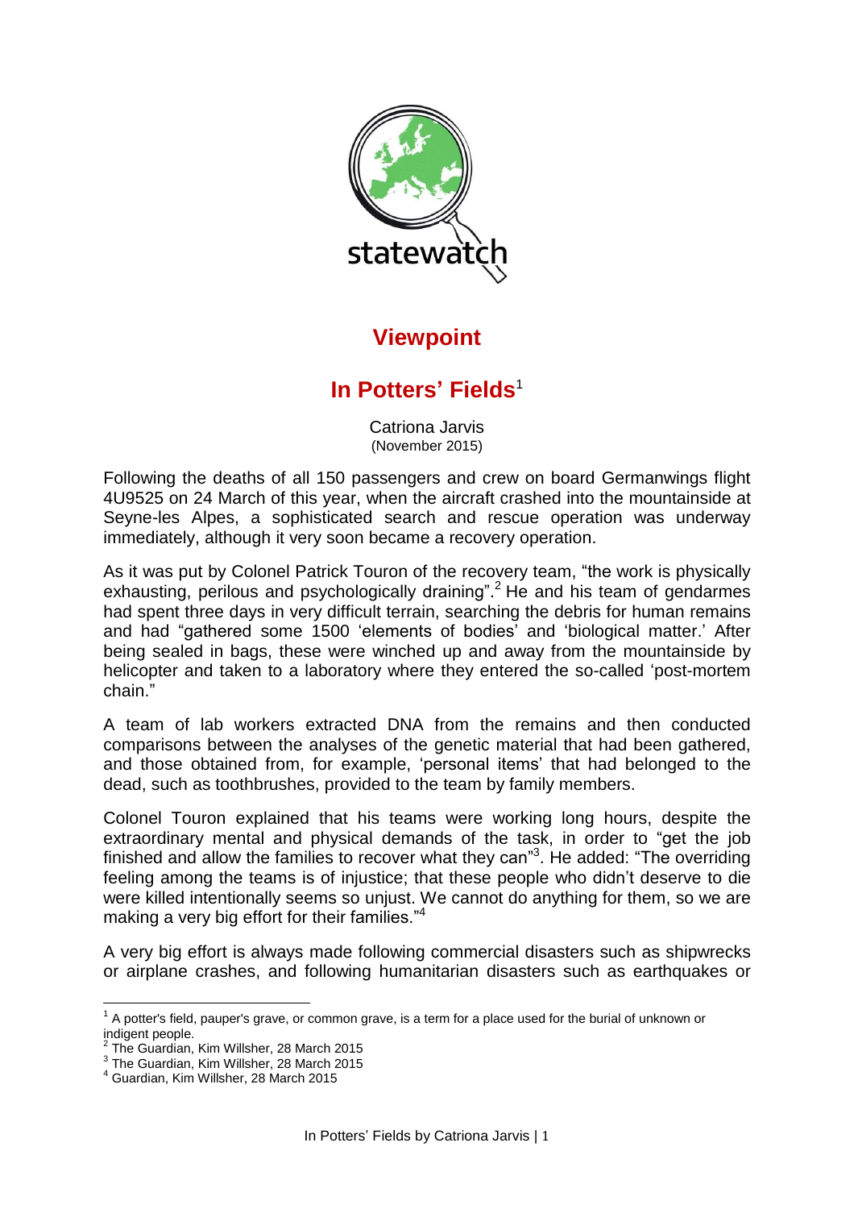statewatch

## Viewpoint

# In Potters' Fields[1]

Catriona Jarvis
(November 2015)

Following the deaths of all 150 passengers and crew on board Germanwings flight 4U9525 on 24 March of this year, when the aircraft crashed into the mountainside at Seyne-les Alpes, a sophisticated search and rescue operation was underway immediately, although it very soon became a recovery operation.

As it was put by Colonel Patrick Touron of the recovery team, "the work is physically exhausting, perilous and psychologically draining".[2] He and his team of gendarmes had spent three days in very difficult terrain, searching the debris for human remains and had "gathered some 1500 'elements of bodies' and 'biological matter.' After being sealed in bags, these were winched up and away from the mountainside by helicopter and taken to a laboratory where they entered the so-called 'post-mortem chain."

A team of lab workers extracted DNA from the remains and then conducted comparisons between the analyses of the genetic material that had been gathered, and those obtained from, for example, 'personal items' that had belonged to the dead, such as toothbrushes, provided to the team by family members.

Colonel Touron explained that his teams were working long hours, despite the extraordinary mental and physical demands of the task, in order to "get the job finished and allow the families to recover what they can"[3]. He added: "The overriding feeling among the teams is of injustice; that these people who didn't deserve to die were killed intentionally seems so unjust. We cannot do anything for them, so we are making a very big effort for their families."[4]

A very big effort is always made following commercial disasters such as shipwrecks or airplane crashes, and following humanitarian disasters such as earthquakes or

---

[1] A potter's field, pauper's grave, or common grave, is a term for a place used for the burial of unknown or indigent people.

[2] The Guardian, Kim Willsher, 28 March 2015

[3] The Guardian, Kim Willsher, 28 March 2015

[4] Guardian, Kim Willsher, 28 March 2015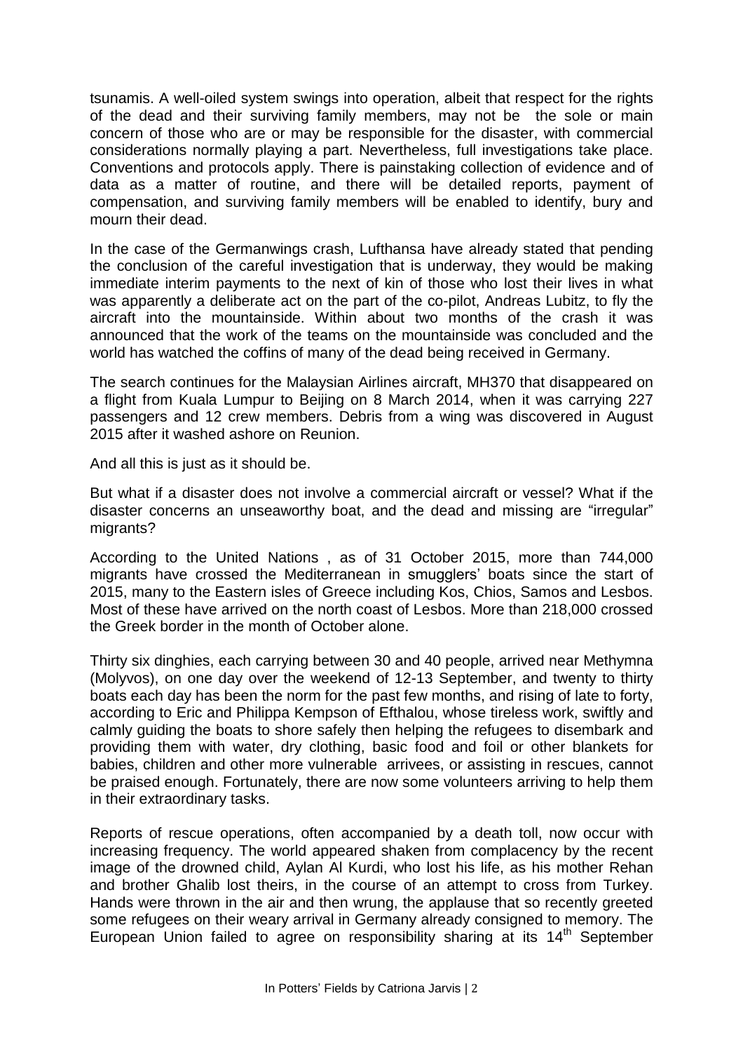tsunamis. A well-oiled system swings into operation, albeit that respect for the rights of the dead and their surviving family members, may not be the sole or main concern of those who are or may be responsible for the disaster, with commercial considerations normally playing a part. Nevertheless, full investigations take place. Conventions and protocols apply. There is painstaking collection of evidence and of data as a matter of routine, and there will be detailed reports, payment of compensation, and surviving family members will be enabled to identify, bury and mourn their dead.

In the case of the Germanwings crash, Lufthansa have already stated that pending the conclusion of the careful investigation that is underway, they would be making immediate interim payments to the next of kin of those who lost their lives in what was apparently a deliberate act on the part of the co-pilot, Andreas Lubitz, to fly the aircraft into the mountainside. Within about two months of the crash it was announced that the work of the teams on the mountainside was concluded and the world has watched the coffins of many of the dead being received in Germany.

The search continues for the Malaysian Airlines aircraft, MH370 that disappeared on a flight from Kuala Lumpur to Beijing on 8 March 2014, when it was carrying 227 passengers and 12 crew members. Debris from a wing was discovered in August 2015 after it washed ashore on Reunion.

And all this is just as it should be.

But what if a disaster does not involve a commercial aircraft or vessel? What if the disaster concerns an unseaworthy boat, and the dead and missing are "irregular" migrants?

According to the United Nations , as of 31 October 2015, more than 744,000 migrants have crossed the Mediterranean in smugglers' boats since the start of 2015, many to the Eastern isles of Greece including Kos, Chios, Samos and Lesbos. Most of these have arrived on the north coast of Lesbos. More than 218,000 crossed the Greek border in the month of October alone.

Thirty six dinghies, each carrying between 30 and 40 people, arrived near Methymna (Molyvos), on one day over the weekend of 12-13 September, and twenty to thirty boats each day has been the norm for the past few months, and rising of late to forty, according to Eric and Philippa Kempson of Efthalou, whose tireless work, swiftly and calmly guiding the boats to shore safely then helping the refugees to disembark and providing them with water, dry clothing, basic food and foil or other blankets for babies, children and other more vulnerable arrivees, or assisting in rescues, cannot be praised enough. Fortunately, there are now some volunteers arriving to help them in their extraordinary tasks.

Reports of rescue operations, often accompanied by a death toll, now occur with increasing frequency. The world appeared shaken from complacency by the recent image of the drowned child, Aylan Al Kurdi, who lost his life, as his mother Rehan and brother Ghalib lost theirs, in the course of an attempt to cross from Turkey. Hands were thrown in the air and then wrung, the applause that so recently greeted some refugees on their weary arrival in Germany already consigned to memory. The European Union failed to agree on responsibility sharing at its 14th September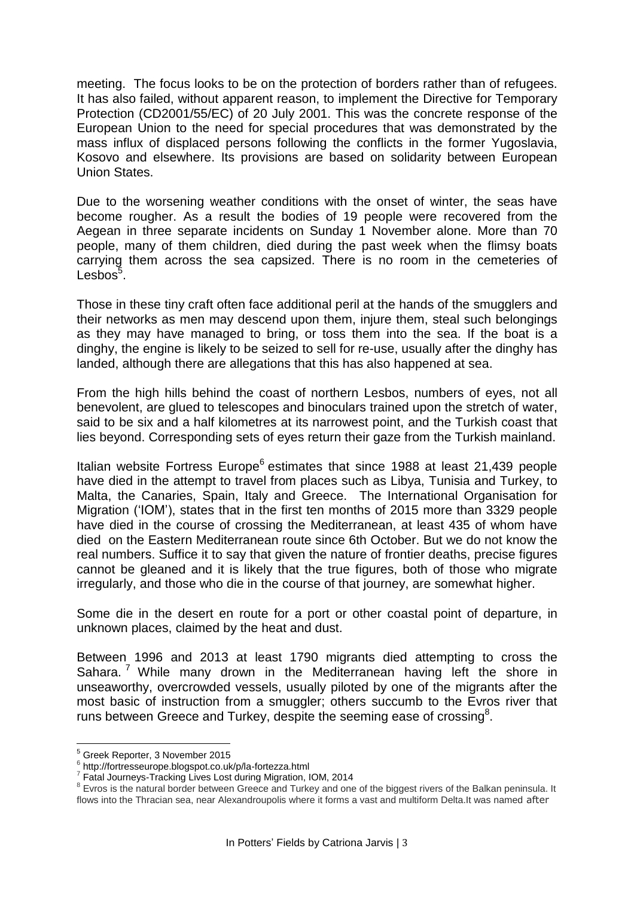meeting. The focus looks to be on the protection of borders rather than of refugees. It has also failed, without apparent reason, to implement the Directive for Temporary Protection (CD2001/55/EC) of 20 July 2001. This was the concrete response of the European Union to the need for special procedures that was demonstrated by the mass influx of displaced persons following the conflicts in the former Yugoslavia, Kosovo and elsewhere. Its provisions are based on solidarity between European Union States.

Due to the worsening weather conditions with the onset of winter, the seas have become rougher. As a result the bodies of 19 people were recovered from the Aegean in three separate incidents on Sunday 1 November alone. More than 70 people, many of them children, died during the past week when the flimsy boats carrying them across the sea capsized. There is no room in the cemeteries of Lesbos[5].

Those in these tiny craft often face additional peril at the hands of the smugglers and their networks as men may descend upon them, injure them, steal such belongings as they may have managed to bring, or toss them into the sea. If the boat is a dinghy, the engine is likely to be seized to sell for re-use, usually after the dinghy has landed, although there are allegations that this has also happened at sea.

From the high hills behind the coast of northern Lesbos, numbers of eyes, not all benevolent, are glued to telescopes and binoculars trained upon the stretch of water, said to be six and a half kilometres at its narrowest point, and the Turkish coast that lies beyond. Corresponding sets of eyes return their gaze from the Turkish mainland.

Italian website Fortress Europe[6] estimates that since 1988 at least 21,439 people have died in the attempt to travel from places such as Libya, Tunisia and Turkey, to Malta, the Canaries, Spain, Italy and Greece. The International Organisation for Migration ('IOM'), states that in the first ten months of 2015 more than 3329 people have died in the course of crossing the Mediterranean, at least 435 of whom have died on the Eastern Mediterranean route since 6th October. But we do not know the real numbers. Suffice it to say that given the nature of frontier deaths, precise figures cannot be gleaned and it is likely that the true figures, both of those who migrate irregularly, and those who die in the course of that journey, are somewhat higher.

Some die in the desert en route for a port or other coastal point of departure, in unknown places, claimed by the heat and dust.

Between 1996 and 2013 at least 1790 migrants died attempting to cross the Sahara.[7] While many drown in the Mediterranean having left the shore in unseaworthy, overcrowded vessels, usually piloted by one of the migrants after the most basic of instruction from a smuggler; others succumb to the Evros river that runs between Greece and Turkey, despite the seeming ease of crossing[8].

---

[5] Greek Reporter, 3 November 2015

[6] http://fortresseurope.blogspot.co.uk/p/la-fortezza.html

[7] Fatal Journeys-Tracking Lives Lost during Migration, IOM, 2014

[8] Evros is the natural border between Greece and Turkey and one of the biggest rivers of the Balkan peninsula. It flows into the Thracian sea, near Alexandroupolis where it forms a vast and multiform Delta.It was named after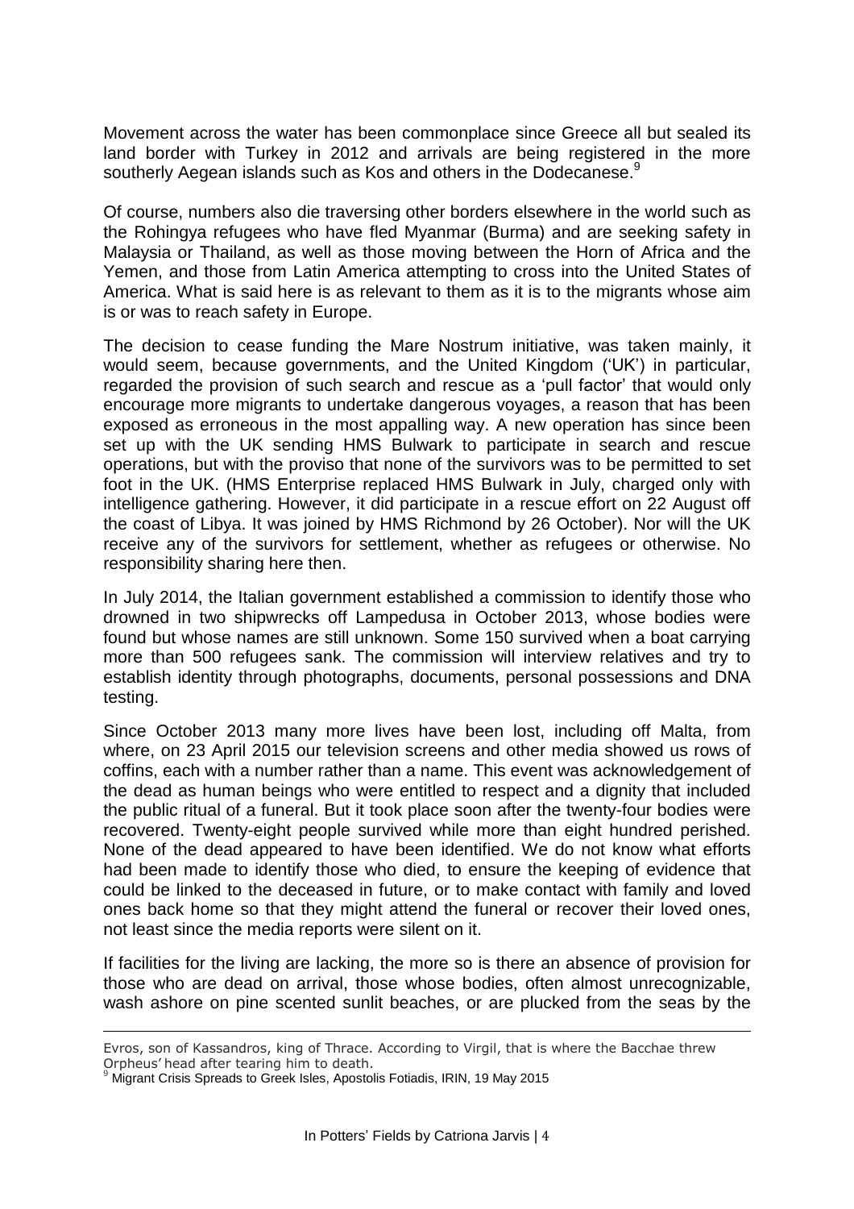Movement across the water has been commonplace since Greece all but sealed its land border with Turkey in 2012 and arrivals are being registered in the more southerly Aegean islands such as Kos and others in the Dodecanese.[9]

Of course, numbers also die traversing other borders elsewhere in the world such as the Rohingya refugees who have fled Myanmar (Burma) and are seeking safety in Malaysia or Thailand, as well as those moving between the Horn of Africa and the Yemen, and those from Latin America attempting to cross into the United States of America. What is said here is as relevant to them as it is to the migrants whose aim is or was to reach safety in Europe.

The decision to cease funding the Mare Nostrum initiative, was taken mainly, it would seem, because governments, and the United Kingdom ('UK') in particular, regarded the provision of such search and rescue as a 'pull factor' that would only encourage more migrants to undertake dangerous voyages, a reason that has been exposed as erroneous in the most appalling way. A new operation has since been set up with the UK sending HMS Bulwark to participate in search and rescue operations, but with the proviso that none of the survivors was to be permitted to set foot in the UK. (HMS Enterprise replaced HMS Bulwark in July, charged only with intelligence gathering. However, it did participate in a rescue effort on 22 August off the coast of Libya. It was joined by HMS Richmond by 26 October). Nor will the UK receive any of the survivors for settlement, whether as refugees or otherwise. No responsibility sharing here then.

In July 2014, the Italian government established a commission to identify those who drowned in two shipwrecks off Lampedusa in October 2013, whose bodies were found but whose names are still unknown. Some 150 survived when a boat carrying more than 500 refugees sank. The commission will interview relatives and try to establish identity through photographs, documents, personal possessions and DNA testing.

Since October 2013 many more lives have been lost, including off Malta, from where, on 23 April 2015 our television screens and other media showed us rows of coffins, each with a number rather than a name. This event was acknowledgement of the dead as human beings who were entitled to respect and a dignity that included the public ritual of a funeral. But it took place soon after the twenty-four bodies were recovered. Twenty-eight people survived while more than eight hundred perished. None of the dead appeared to have been identified. We do not know what efforts had been made to identify those who died, to ensure the keeping of evidence that could be linked to the deceased in future, or to make contact with family and loved ones back home so that they might attend the funeral or recover their loved ones, not least since the media reports were silent on it.

If facilities for the living are lacking, the more so is there an absence of provision for those who are dead on arrival, those whose bodies, often almost unrecognizable, wash ashore on pine scented sunlit beaches, or are plucked from the seas by the

---

Evros, son of Kassandros, king of Thrace. According to Virgil, that is where the Bacchae threw Orpheus' head after tearing him to death.

[9] Migrant Crisis Spreads to Greek Isles, Apostolis Fotiadis, IRIN, 19 May 2015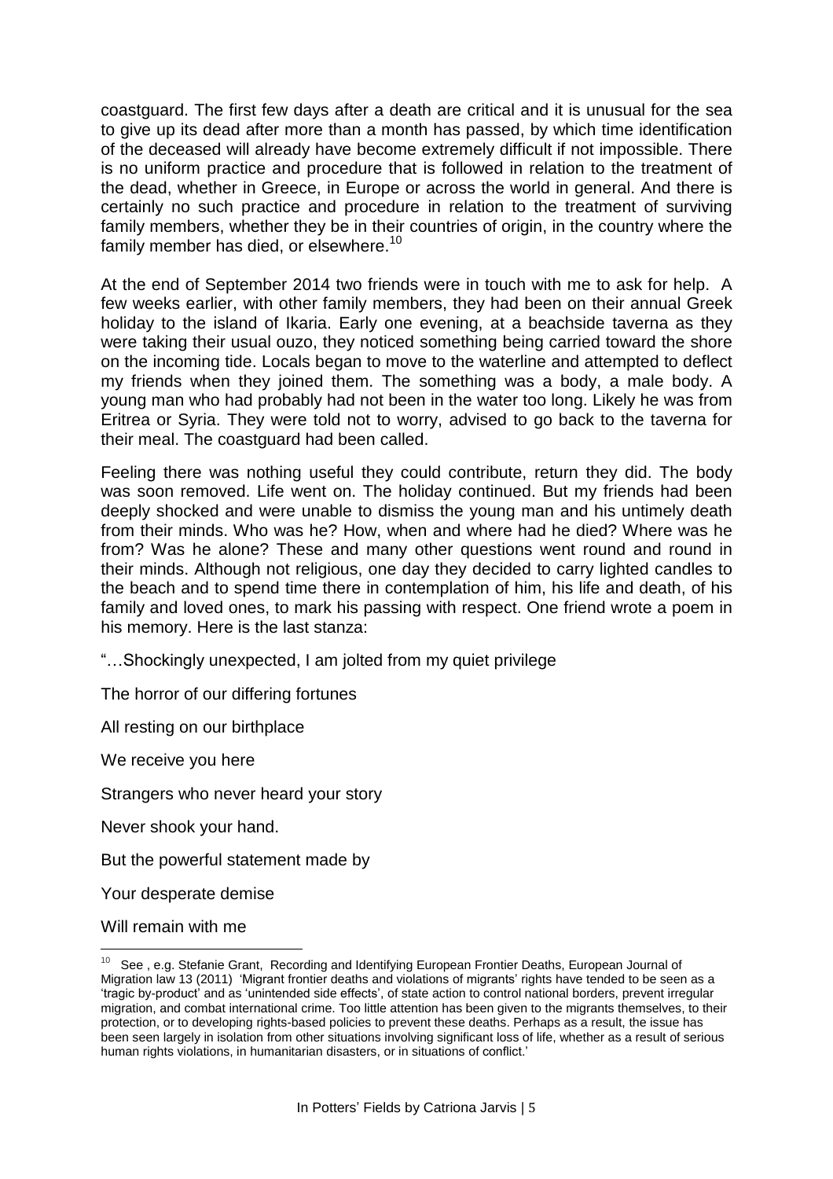coastguard. The first few days after a death are critical and it is unusual for the sea to give up its dead after more than a month has passed, by which time identification of the deceased will already have become extremely difficult if not impossible. There is no uniform practice and procedure that is followed in relation to the treatment of the dead, whether in Greece, in Europe or across the world in general. And there is certainly no such practice and procedure in relation to the treatment of surviving family members, whether they be in their countries of origin, in the country where the family member has died, or elsewhere.[10]

At the end of September 2014 two friends were in touch with me to ask for help. A few weeks earlier, with other family members, they had been on their annual Greek holiday to the island of Ikaria. Early one evening, at a beachside taverna as they were taking their usual ouzo, they noticed something being carried toward the shore on the incoming tide. Locals began to move to the waterline and attempted to deflect my friends when they joined them. The something was a body, a male body. A young man who had probably had not been in the water too long. Likely he was from Eritrea or Syria. They were told not to worry, advised to go back to the taverna for their meal. The coastguard had been called.

Feeling there was nothing useful they could contribute, return they did. The body was soon removed. Life went on. The holiday continued. But my friends had been deeply shocked and were unable to dismiss the young man and his untimely death from their minds. Who was he? How, when and where had he died? Where was he from? Was he alone? These and many other questions went round and round in their minds. Although not religious, one day they decided to carry lighted candles to the beach and to spend time there in contemplation of him, his life and death, of his family and loved ones, to mark his passing with respect. One friend wrote a poem in his memory. Here is the last stanza:

"…Shockingly unexpected, I am jolted from my quiet privilege

The horror of our differing fortunes

All resting on our birthplace

We receive you here

Strangers who never heard your story

Never shook your hand.

But the powerful statement made by

Your desperate demise

Will remain with me

---

[10] See , e.g. Stefanie Grant, Recording and Identifying European Frontier Deaths, European Journal of Migration law 13 (2011) 'Migrant frontier deaths and violations of migrants' rights have tended to be seen as a 'tragic by-product' and as 'unintended side effects', of state action to control national borders, prevent irregular migration, and combat international crime. Too little attention has been given to the migrants themselves, to their protection, or to developing rights-based policies to prevent these deaths. Perhaps as a result, the issue has been seen largely in isolation from other situations involving significant loss of life, whether as a result of serious human rights violations, in humanitarian disasters, or in situations of conflict.'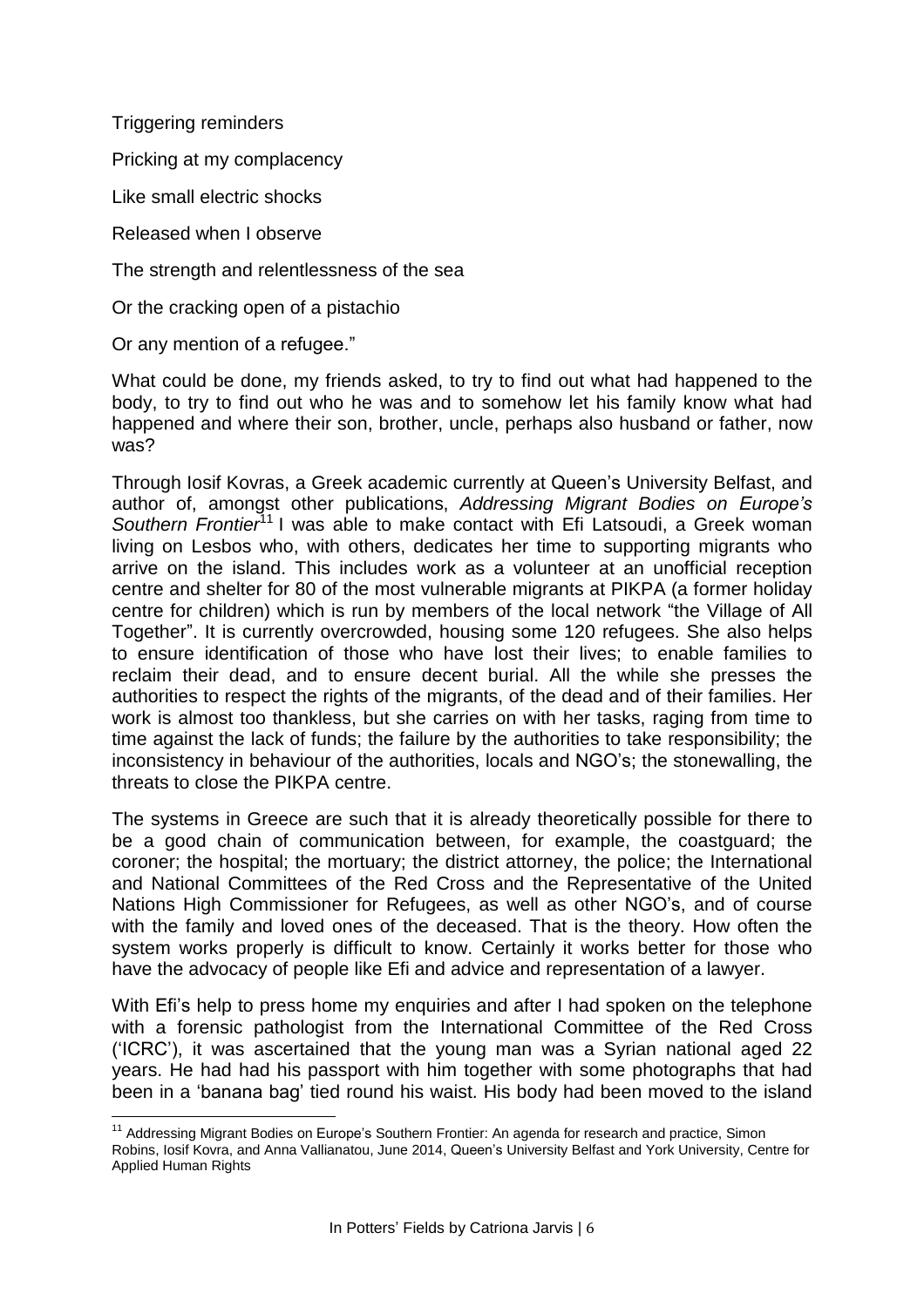Triggering reminders

Pricking at my complacency

Like small electric shocks

Released when I observe

The strength and relentlessness of the sea

Or the cracking open of a pistachio

Or any mention of a refugee."

What could be done, my friends asked, to try to find out what had happened to the body, to try to find out who he was and to somehow let his family know what had happened and where their son, brother, uncle, perhaps also husband or father, now was?

Through Iosif Kovras, a Greek academic currently at Queen's University Belfast, and author of, amongst other publications, *Addressing Migrant Bodies on Europe's Southern Frontier*[11] I was able to make contact with Efi Latsoudi, a Greek woman living on Lesbos who, with others, dedicates her time to supporting migrants who arrive on the island. This includes work as a volunteer at an unofficial reception centre and shelter for 80 of the most vulnerable migrants at PIKPA (a former holiday centre for children) which is run by members of the local network "the Village of All Together". It is currently overcrowded, housing some 120 refugees. She also helps to ensure identification of those who have lost their lives; to enable families to reclaim their dead, and to ensure decent burial. All the while she presses the authorities to respect the rights of the migrants, of the dead and of their families. Her work is almost too thankless, but she carries on with her tasks, raging from time to time against the lack of funds; the failure by the authorities to take responsibility; the inconsistency in behaviour of the authorities, locals and NGO's; the stonewalling, the threats to close the PIKPA centre.

The systems in Greece are such that it is already theoretically possible for there to be a good chain of communication between, for example, the coastguard; the coroner; the hospital; the mortuary; the district attorney, the police; the International and National Committees of the Red Cross and the Representative of the United Nations High Commissioner for Refugees, as well as other NGO's, and of course with the family and loved ones of the deceased. That is the theory. How often the system works properly is difficult to know. Certainly it works better for those who have the advocacy of people like Efi and advice and representation of a lawyer.

With Efi's help to press home my enquiries and after I had spoken on the telephone with a forensic pathologist from the International Committee of the Red Cross ('ICRC'), it was ascertained that the young man was a Syrian national aged 22 years. He had had his passport with him together with some photographs that had been in a 'banana bag' tied round his waist. His body had been moved to the island

---

[11] Addressing Migrant Bodies on Europe's Southern Frontier: An agenda for research and practice, Simon Robins, Iosif Kovra, and Anna Vallianatou, June 2014, Queen's University Belfast and York University, Centre for Applied Human Rights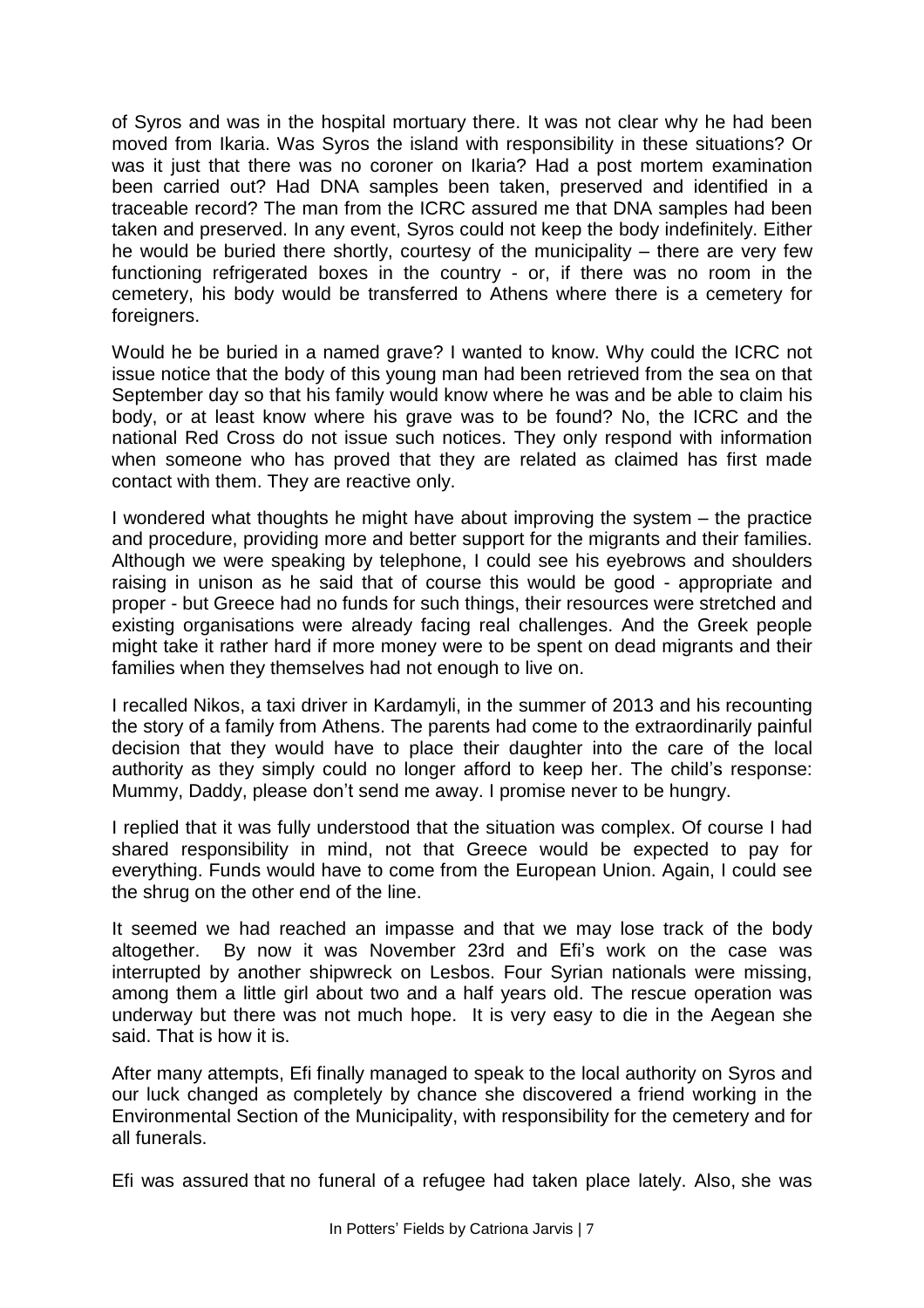of Syros and was in the hospital mortuary there. It was not clear why he had been moved from Ikaria. Was Syros the island with responsibility in these situations? Or was it just that there was no coroner on Ikaria? Had a post mortem examination been carried out? Had DNA samples been taken, preserved and identified in a traceable record? The man from the ICRC assured me that DNA samples had been taken and preserved. In any event, Syros could not keep the body indefinitely. Either he would be buried there shortly, courtesy of the municipality – there are very few functioning refrigerated boxes in the country - or, if there was no room in the cemetery, his body would be transferred to Athens where there is a cemetery for foreigners.

Would he be buried in a named grave? I wanted to know. Why could the ICRC not issue notice that the body of this young man had been retrieved from the sea on that September day so that his family would know where he was and be able to claim his body, or at least know where his grave was to be found? No, the ICRC and the national Red Cross do not issue such notices. They only respond with information when someone who has proved that they are related as claimed has first made contact with them. They are reactive only.

I wondered what thoughts he might have about improving the system – the practice and procedure, providing more and better support for the migrants and their families. Although we were speaking by telephone, I could see his eyebrows and shoulders raising in unison as he said that of course this would be good - appropriate and proper - but Greece had no funds for such things, their resources were stretched and existing organisations were already facing real challenges. And the Greek people might take it rather hard if more money were to be spent on dead migrants and their families when they themselves had not enough to live on.

I recalled Nikos, a taxi driver in Kardamyli, in the summer of 2013 and his recounting the story of a family from Athens. The parents had come to the extraordinarily painful decision that they would have to place their daughter into the care of the local authority as they simply could no longer afford to keep her. The child's response: Mummy, Daddy, please don't send me away. I promise never to be hungry.

I replied that it was fully understood that the situation was complex. Of course I had shared responsibility in mind, not that Greece would be expected to pay for everything. Funds would have to come from the European Union. Again, I could see the shrug on the other end of the line.

It seemed we had reached an impasse and that we may lose track of the body altogether. By now it was November 23rd and Efi's work on the case was interrupted by another shipwreck on Lesbos. Four Syrian nationals were missing, among them a little girl about two and a half years old. The rescue operation was underway but there was not much hope. It is very easy to die in the Aegean she said. That is how it is.

After many attempts, Efi finally managed to speak to the local authority on Syros and our luck changed as completely by chance she discovered a friend working in the Environmental Section of the Municipality, with responsibility for the cemetery and for all funerals.

Efi was assured that no funeral of a refugee had taken place lately. Also, she was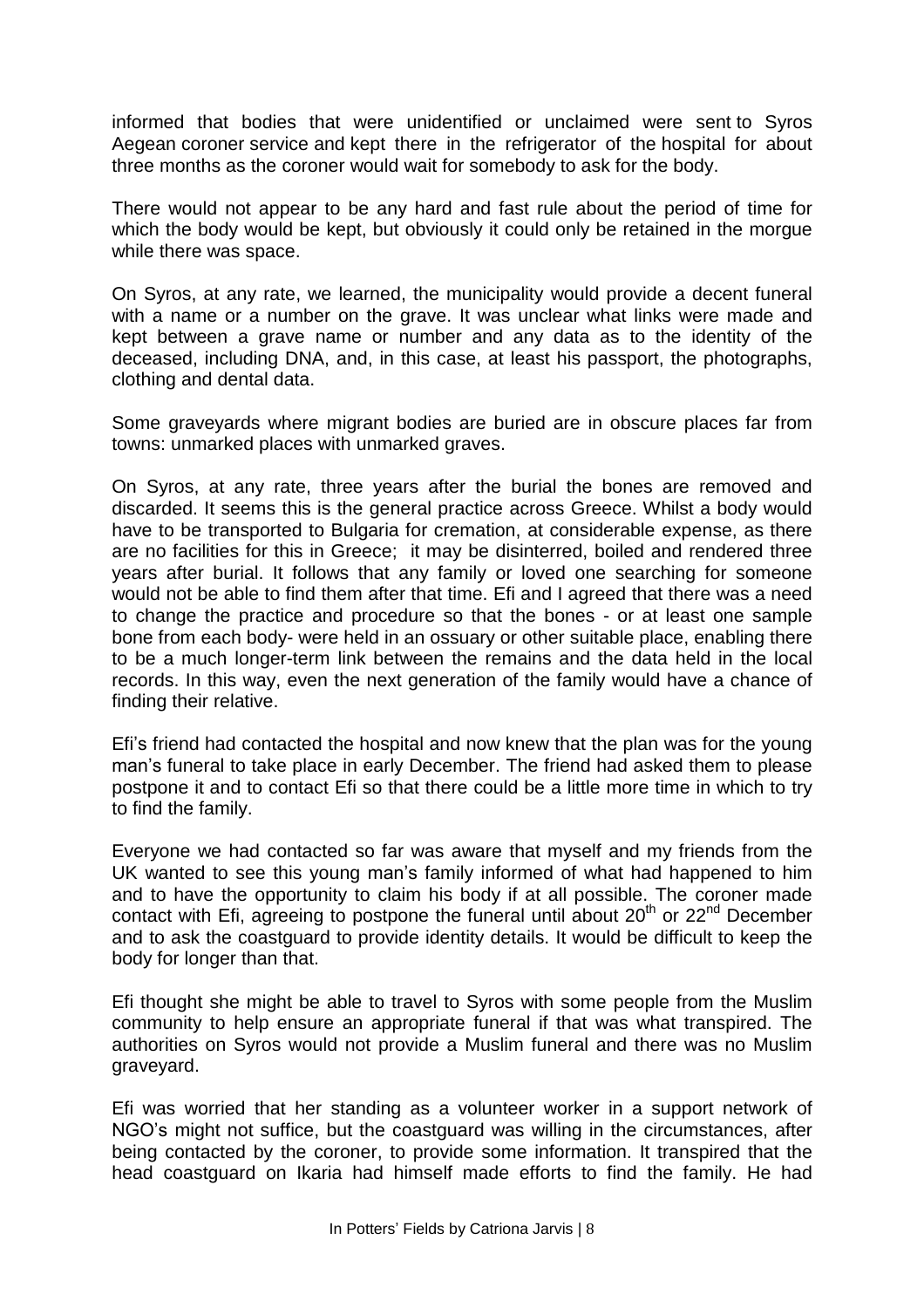informed that bodies that were unidentified or unclaimed were sent to Syros Aegean coroner service and kept there in the refrigerator of the hospital for about three months as the coroner would wait for somebody to ask for the body.

There would not appear to be any hard and fast rule about the period of time for which the body would be kept, but obviously it could only be retained in the morgue while there was space.

On Syros, at any rate, we learned, the municipality would provide a decent funeral with a name or a number on the grave. It was unclear what links were made and kept between a grave name or number and any data as to the identity of the deceased, including DNA, and, in this case, at least his passport, the photographs, clothing and dental data.

Some graveyards where migrant bodies are buried are in obscure places far from towns: unmarked places with unmarked graves.

On Syros, at any rate, three years after the burial the bones are removed and discarded. It seems this is the general practice across Greece. Whilst a body would have to be transported to Bulgaria for cremation, at considerable expense, as there are no facilities for this in Greece; it may be disinterred, boiled and rendered three years after burial. It follows that any family or loved one searching for someone would not be able to find them after that time. Efi and I agreed that there was a need to change the practice and procedure so that the bones - or at least one sample bone from each body- were held in an ossuary or other suitable place, enabling there to be a much longer-term link between the remains and the data held in the local records. In this way, even the next generation of the family would have a chance of finding their relative.

Efi's friend had contacted the hospital and now knew that the plan was for the young man's funeral to take place in early December. The friend had asked them to please postpone it and to contact Efi so that there could be a little more time in which to try to find the family.

Everyone we had contacted so far was aware that myself and my friends from the UK wanted to see this young man's family informed of what had happened to him and to have the opportunity to claim his body if at all possible. The coroner made contact with Efi, agreeing to postpone the funeral until about 20th or 22nd December and to ask the coastguard to provide identity details. It would be difficult to keep the body for longer than that.

Efi thought she might be able to travel to Syros with some people from the Muslim community to help ensure an appropriate funeral if that was what transpired. The authorities on Syros would not provide a Muslim funeral and there was no Muslim graveyard.

Efi was worried that her standing as a volunteer worker in a support network of NGO's might not suffice, but the coastguard was willing in the circumstances, after being contacted by the coroner, to provide some information. It transpired that the head coastguard on Ikaria had himself made efforts to find the family. He had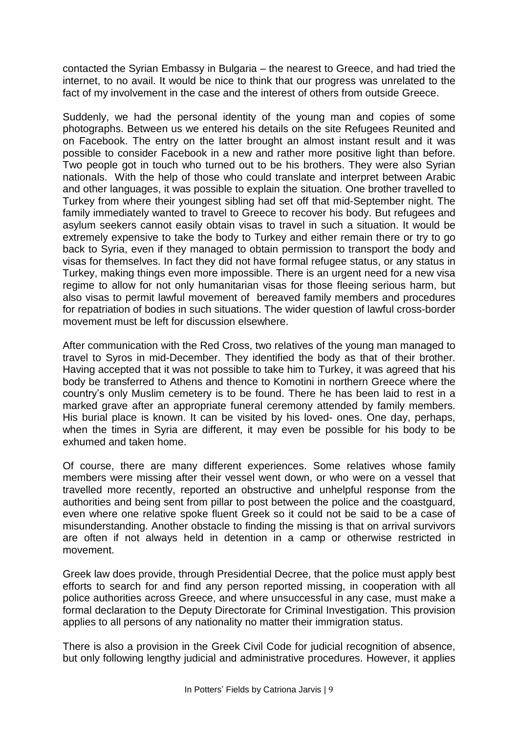contacted the Syrian Embassy in Bulgaria – the nearest to Greece, and had tried the internet, to no avail. It would be nice to think that our progress was unrelated to the fact of my involvement in the case and the interest of others from outside Greece.

Suddenly, we had the personal identity of the young man and copies of some photographs. Between us we entered his details on the site Refugees Reunited and on Facebook. The entry on the latter brought an almost instant result and it was possible to consider Facebook in a new and rather more positive light than before. Two people got in touch who turned out to be his brothers. They were also Syrian nationals. With the help of those who could translate and interpret between Arabic and other languages, it was possible to explain the situation. One brother travelled to Turkey from where their youngest sibling had set off that mid-September night. The family immediately wanted to travel to Greece to recover his body. But refugees and asylum seekers cannot easily obtain visas to travel in such a situation. It would be extremely expensive to take the body to Turkey and either remain there or try to go back to Syria, even if they managed to obtain permission to transport the body and visas for themselves. In fact they did not have formal refugee status, or any status in Turkey, making things even more impossible. There is an urgent need for a new visa regime to allow for not only humanitarian visas for those fleeing serious harm, but also visas to permit lawful movement of bereaved family members and procedures for repatriation of bodies in such situations. The wider question of lawful cross-border movement must be left for discussion elsewhere.

After communication with the Red Cross, two relatives of the young man managed to travel to Syros in mid-December. They identified the body as that of their brother. Having accepted that it was not possible to take him to Turkey, it was agreed that his body be transferred to Athens and thence to Komotini in northern Greece where the country's only Muslim cemetery is to be found. There he has been laid to rest in a marked grave after an appropriate funeral ceremony attended by family members. His burial place is known. It can be visited by his loved- ones. One day, perhaps, when the times in Syria are different, it may even be possible for his body to be exhumed and taken home.

Of course, there are many different experiences. Some relatives whose family members were missing after their vessel went down, or who were on a vessel that travelled more recently, reported an obstructive and unhelpful response from the authorities and being sent from pillar to post between the police and the coastguard, even where one relative spoke fluent Greek so it could not be said to be a case of misunderstanding. Another obstacle to finding the missing is that on arrival survivors are often if not always held in detention in a camp or otherwise restricted in movement.

Greek law does provide, through Presidential Decree, that the police must apply best efforts to search for and find any person reported missing, in cooperation with all police authorities across Greece, and where unsuccessful in any case, must make a formal declaration to the Deputy Directorate for Criminal Investigation. This provision applies to all persons of any nationality no matter their immigration status.

There is also a provision in the Greek Civil Code for judicial recognition of absence, but only following lengthy judicial and administrative procedures. However, it applies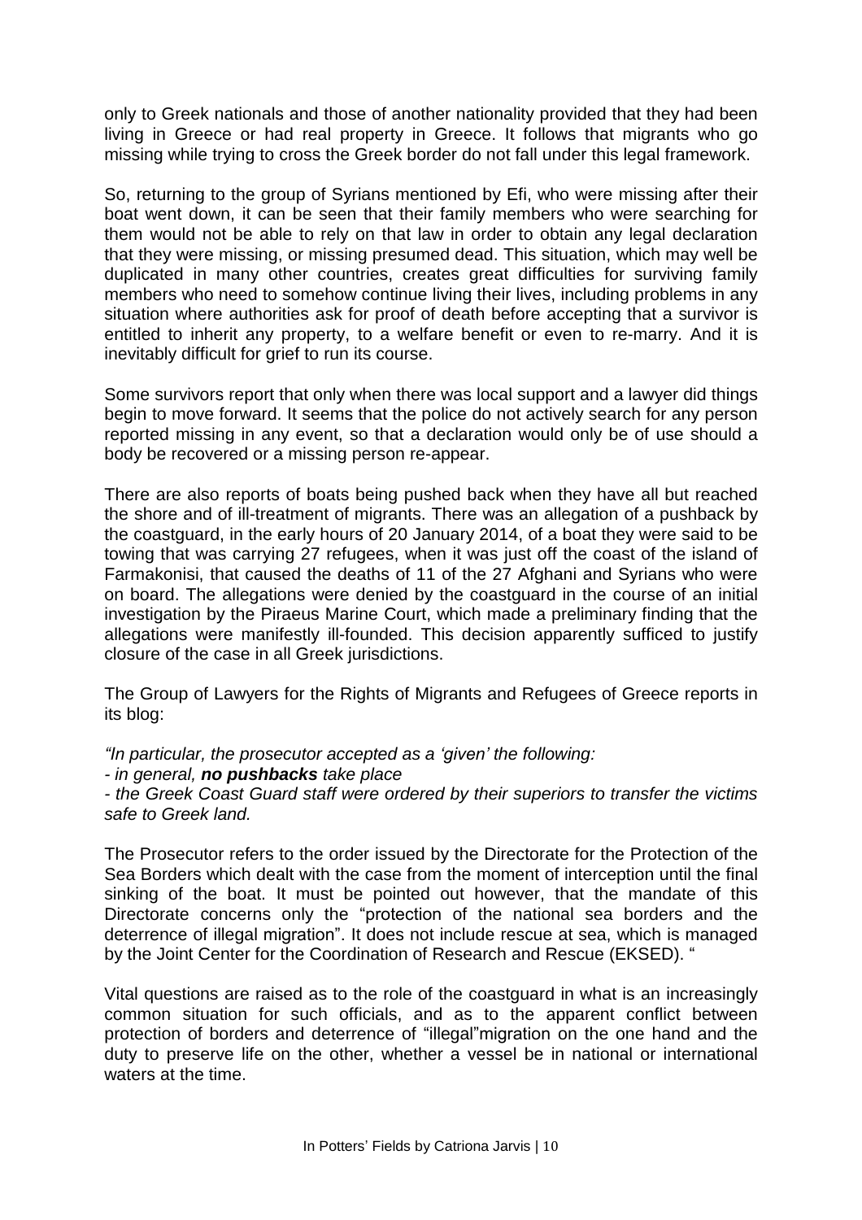only to Greek nationals and those of another nationality provided that they had been living in Greece or had real property in Greece. It follows that migrants who go missing while trying to cross the Greek border do not fall under this legal framework.

So, returning to the group of Syrians mentioned by Efi, who were missing after their boat went down, it can be seen that their family members who were searching for them would not be able to rely on that law in order to obtain any legal declaration that they were missing, or missing presumed dead. This situation, which may well be duplicated in many other countries, creates great difficulties for surviving family members who need to somehow continue living their lives, including problems in any situation where authorities ask for proof of death before accepting that a survivor is entitled to inherit any property, to a welfare benefit or even to re-marry. And it is inevitably difficult for grief to run its course.

Some survivors report that only when there was local support and a lawyer did things begin to move forward. It seems that the police do not actively search for any person reported missing in any event, so that a declaration would only be of use should a body be recovered or a missing person re-appear.

There are also reports of boats being pushed back when they have all but reached the shore and of ill-treatment of migrants. There was an allegation of a pushback by the coastguard, in the early hours of 20 January 2014, of a boat they were said to be towing that was carrying 27 refugees, when it was just off the coast of the island of Farmakonisi, that caused the deaths of 11 of the 27 Afghani and Syrians who were on board. The allegations were denied by the coastguard in the course of an initial investigation by the Piraeus Marine Court, which made a preliminary finding that the allegations were manifestly ill-founded. This decision apparently sufficed to justify closure of the case in all Greek jurisdictions.

The Group of Lawyers for the Rights of Migrants and Refugees of Greece reports in its blog:

*"In particular, the prosecutor accepted as a 'given' the following:*
*- in general,* ***no pushbacks*** *take place*
*- the Greek Coast Guard staff were ordered by their superiors to transfer the victims safe to Greek land.*

The Prosecutor refers to the order issued by the Directorate for the Protection of the Sea Borders which dealt with the case from the moment of interception until the final sinking of the boat. It must be pointed out however, that the mandate of this Directorate concerns only the "protection of the national sea borders and the deterrence of illegal migration". It does not include rescue at sea, which is managed by the Joint Center for the Coordination of Research and Rescue (EKSED). "

Vital questions are raised as to the role of the coastguard in what is an increasingly common situation for such officials, and as to the apparent conflict between protection of borders and deterrence of "illegal"migration on the one hand and the duty to preserve life on the other, whether a vessel be in national or international waters at the time.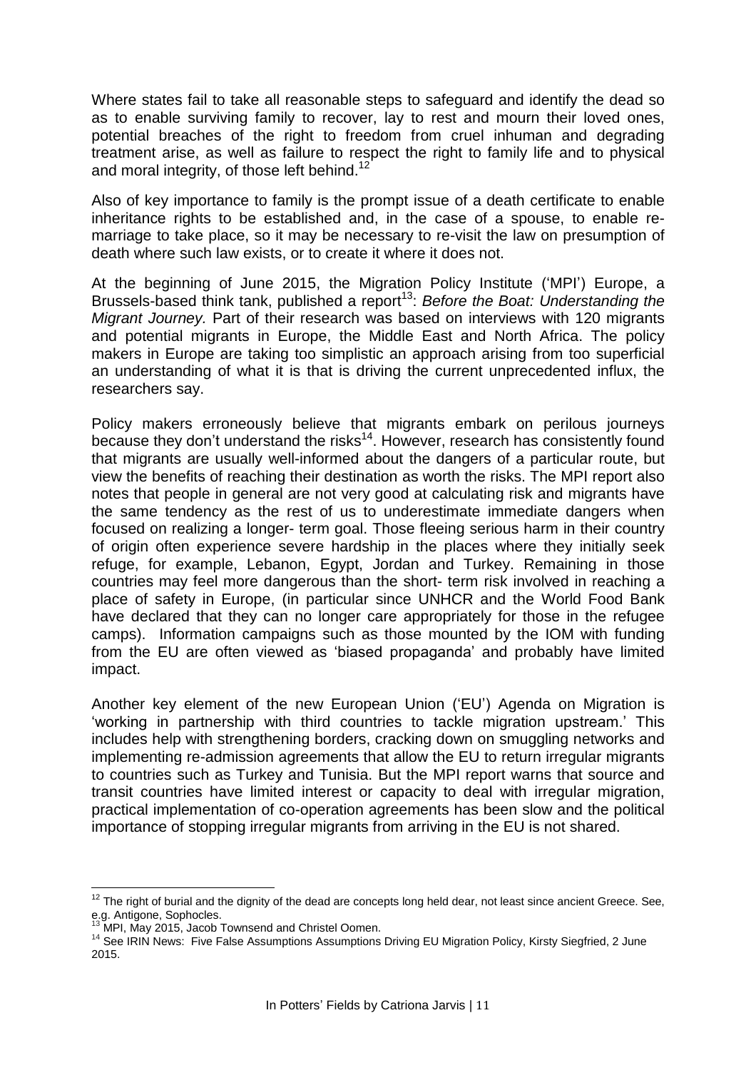Where states fail to take all reasonable steps to safeguard and identify the dead so as to enable surviving family to recover, lay to rest and mourn their loved ones, potential breaches of the right to freedom from cruel inhuman and degrading treatment arise, as well as failure to respect the right to family life and to physical and moral integrity, of those left behind.[12]

Also of key importance to family is the prompt issue of a death certificate to enable inheritance rights to be established and, in the case of a spouse, to enable re-marriage to take place, so it may be necessary to re-visit the law on presumption of death where such law exists, or to create it where it does not.

At the beginning of June 2015, the Migration Policy Institute ('MPI') Europe, a Brussels-based think tank, published a report[13]: *Before the Boat: Understanding the Migrant Journey.* Part of their research was based on interviews with 120 migrants and potential migrants in Europe, the Middle East and North Africa. The policy makers in Europe are taking too simplistic an approach arising from too superficial an understanding of what it is that is driving the current unprecedented influx, the researchers say.

Policy makers erroneously believe that migrants embark on perilous journeys because they don't understand the risks[14]. However, research has consistently found that migrants are usually well-informed about the dangers of a particular route, but view the benefits of reaching their destination as worth the risks. The MPI report also notes that people in general are not very good at calculating risk and migrants have the same tendency as the rest of us to underestimate immediate dangers when focused on realizing a longer- term goal. Those fleeing serious harm in their country of origin often experience severe hardship in the places where they initially seek refuge, for example, Lebanon, Egypt, Jordan and Turkey. Remaining in those countries may feel more dangerous than the short- term risk involved in reaching a place of safety in Europe, (in particular since UNHCR and the World Food Bank have declared that they can no longer care appropriately for those in the refugee camps). Information campaigns such as those mounted by the IOM with funding from the EU are often viewed as 'biased propaganda' and probably have limited impact.

Another key element of the new European Union ('EU') Agenda on Migration is 'working in partnership with third countries to tackle migration upstream.' This includes help with strengthening borders, cracking down on smuggling networks and implementing re-admission agreements that allow the EU to return irregular migrants to countries such as Turkey and Tunisia. But the MPI report warns that source and transit countries have limited interest or capacity to deal with irregular migration, practical implementation of co-operation agreements has been slow and the political importance of stopping irregular migrants from arriving in the EU is not shared.

---

[12] The right of burial and the dignity of the dead are concepts long held dear, not least since ancient Greece. See, e.g. Antigone, Sophocles.

[13] MPI, May 2015, Jacob Townsend and Christel Oomen.

[14] See IRIN News: Five False Assumptions Assumptions Driving EU Migration Policy, Kirsty Siegfried, 2 June 2015.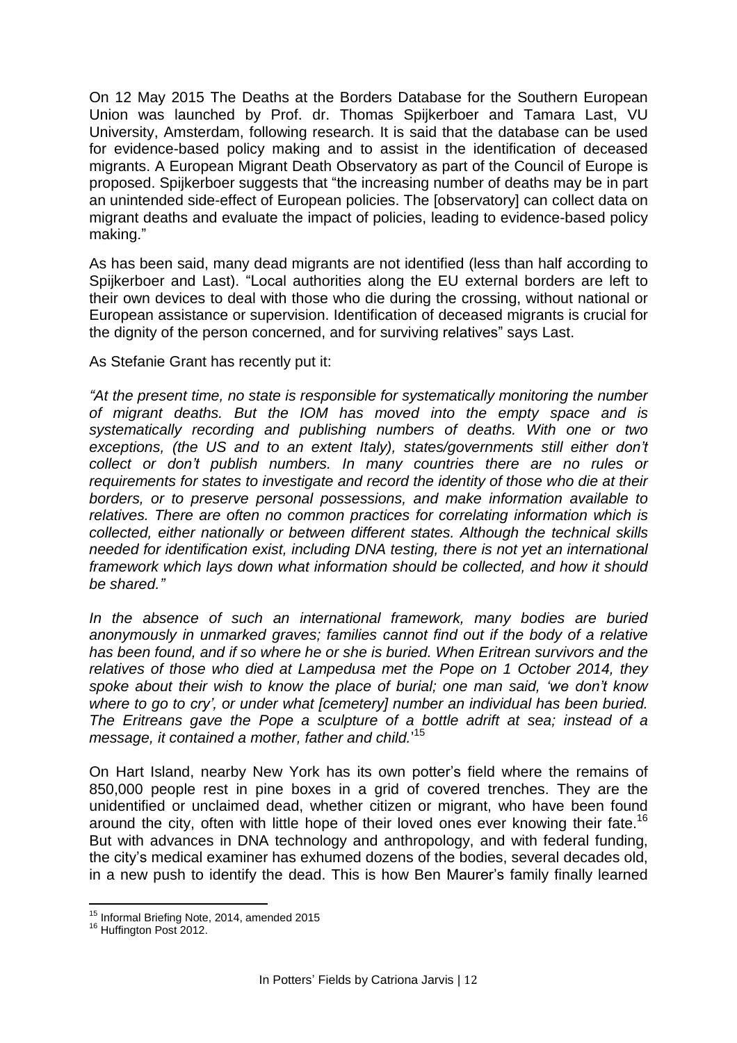On 12 May 2015 The Deaths at the Borders Database for the Southern European Union was launched by Prof. dr. Thomas Spijkerboer and Tamara Last, VU University, Amsterdam, following research. It is said that the database can be used for evidence-based policy making and to assist in the identification of deceased migrants. A European Migrant Death Observatory as part of the Council of Europe is proposed. Spijkerboer suggests that "the increasing number of deaths may be in part an unintended side-effect of European policies. The [observatory] can collect data on migrant deaths and evaluate the impact of policies, leading to evidence-based policy making."

As has been said, many dead migrants are not identified (less than half according to Spijkerboer and Last). "Local authorities along the EU external borders are left to their own devices to deal with those who die during the crossing, without national or European assistance or supervision. Identification of deceased migrants is crucial for the dignity of the person concerned, and for surviving relatives" says Last.

As Stefanie Grant has recently put it:

*"At the present time, no state is responsible for systematically monitoring the number of migrant deaths. But the IOM has moved into the empty space and is systematically recording and publishing numbers of deaths. With one or two exceptions, (the US and to an extent Italy), states/governments still either don't collect or don't publish numbers. In many countries there are no rules or requirements for states to investigate and record the identity of those who die at their borders, or to preserve personal possessions, and make information available to relatives. There are often no common practices for correlating information which is collected, either nationally or between different states. Although the technical skills needed for identification exist, including DNA testing, there is not yet an international framework which lays down what information should be collected, and how it should be shared."*

*In the absence of such an international framework, many bodies are buried anonymously in unmarked graves; families cannot find out if the body of a relative has been found, and if so where he or she is buried. When Eritrean survivors and the relatives of those who died at Lampedusa met the Pope on 1 October 2014, they spoke about their wish to know the place of burial; one man said, 'we don't know where to go to cry', or under what [cemetery] number an individual has been buried. The Eritreans gave the Pope a sculpture of a bottle adrift at sea; instead of a message, it contained a mother, father and child.'*[15]

On Hart Island, nearby New York has its own potter's field where the remains of 850,000 people rest in pine boxes in a grid of covered trenches. They are the unidentified or unclaimed dead, whether citizen or migrant, who have been found around the city, often with little hope of their loved ones ever knowing their fate.[16] But with advances in DNA technology and anthropology, and with federal funding, the city's medical examiner has exhumed dozens of the bodies, several decades old, in a new push to identify the dead. This is how Ben Maurer's family finally learned

---

[15] Informal Briefing Note, 2014, amended 2015

[16] Huffington Post 2012.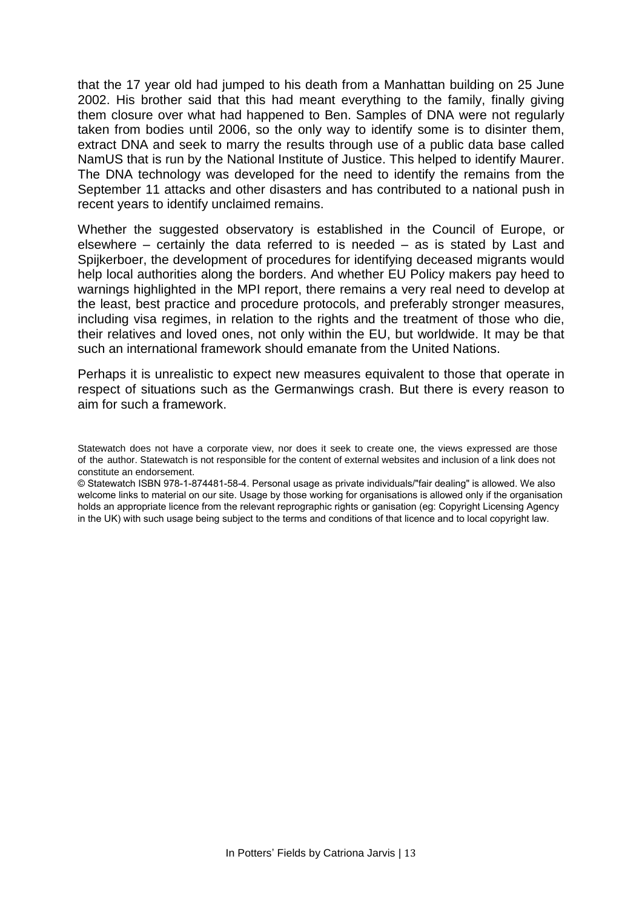that the 17 year old had jumped to his death from a Manhattan building on 25 June 2002. His brother said that this had meant everything to the family, finally giving them closure over what had happened to Ben. Samples of DNA were not regularly taken from bodies until 2006, so the only way to identify some is to disinter them, extract DNA and seek to marry the results through use of a public data base called NamUS that is run by the National Institute of Justice. This helped to identify Maurer. The DNA technology was developed for the need to identify the remains from the September 11 attacks and other disasters and has contributed to a national push in recent years to identify unclaimed remains.

Whether the suggested observatory is established in the Council of Europe, or elsewhere – certainly the data referred to is needed – as is stated by Last and Spijkerboer, the development of procedures for identifying deceased migrants would help local authorities along the borders. And whether EU Policy makers pay heed to warnings highlighted in the MPI report, there remains a very real need to develop at the least, best practice and procedure protocols, and preferably stronger measures, including visa regimes, in relation to the rights and the treatment of those who die, their relatives and loved ones, not only within the EU, but worldwide. It may be that such an international framework should emanate from the United Nations.

Perhaps it is unrealistic to expect new measures equivalent to those that operate in respect of situations such as the Germanwings crash. But there is every reason to aim for such a framework.

Statewatch does not have a corporate view, nor does it seek to create one, the views expressed are those of the author. Statewatch is not responsible for the content of external websites and inclusion of a link does not constitute an endorsement.

© Statewatch ISBN 978-1-874481-58-4. Personal usage as private individuals/"fair dealing" is allowed. We also welcome links to material on our site. Usage by those working for organisations is allowed only if the organisation holds an appropriate licence from the relevant reprographic rights or ganisation (eg: Copyright Licensing Agency in the UK) with such usage being subject to the terms and conditions of that licence and to local copyright law.